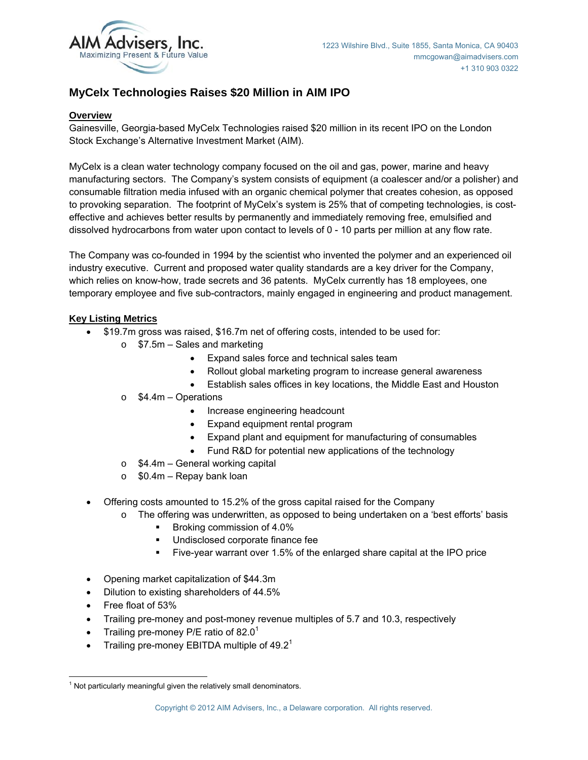AIM Advisers, Inc.
Maximizing Present & Future Value

1223 Wilshire Blvd., Suite 1855, Santa Monica, CA 90403
mmcgowan@aimadvisers.com
+1 310 903 0322

# MyCelx Technologies Raises $20 Million in AIM IPO

## Overview

Gainesville, Georgia-based MyCelx Technologies raised $20 million in its recent IPO on the London Stock Exchange's Alternative Investment Market (AIM).

MyCelx is a clean water technology company focused on the oil and gas, power, marine and heavy manufacturing sectors. The Company's system consists of equipment (a coalescer and/or a polisher) and consumable filtration media infused with an organic chemical polymer that creates cohesion, as opposed to provoking separation. The footprint of MyCelx's system is 25% that of competing technologies, is cost-effective and achieves better results by permanently and immediately removing free, emulsified and dissolved hydrocarbons from water upon contact to levels of 0 - 10 parts per million at any flow rate.

The Company was co-founded in 1994 by the scientist who invented the polymer and an experienced oil industry executive. Current and proposed water quality standards are a key driver for the Company, which relies on know-how, trade secrets and 36 patents. MyCelx currently has 18 employees, one temporary employee and five sub-contractors, mainly engaged in engineering and product management.

## Key Listing Metrics

- $19.7m gross was raised, $16.7m net of offering costs, intended to be used for:
  - $7.5m – Sales and marketing
    - Expand sales force and technical sales team
    - Rollout global marketing program to increase general awareness
    - Establish sales offices in key locations, the Middle East and Houston
  - $4.4m – Operations
    - Increase engineering headcount
    - Expand equipment rental program
    - Expand plant and equipment for manufacturing of consumables
    - Fund R&D for potential new applications of the technology
  - $4.4m – General working capital
  - $0.4m – Repay bank loan

- Offering costs amounted to 15.2% of the gross capital raised for the Company
  - The offering was underwritten, as opposed to being undertaken on a 'best efforts' basis
    - Broking commission of 4.0%
    - Undisclosed corporate finance fee
    - Five-year warrant over 1.5% of the enlarged share capital at the IPO price

- Opening market capitalization of $44.3m
- Dilution to existing shareholders of 44.5%
- Free float of 53%
- Trailing pre-money and post-money revenue multiples of 5.7 and 10.3, respectively
- Trailing pre-money P/E ratio of 82.0[1]
- Trailing pre-money EBITDA multiple of 49.2[1]

[1] Not particularly meaningful given the relatively small denominators.

Copyright © 2012 AIM Advisers, Inc., a Delaware corporation. All rights reserved.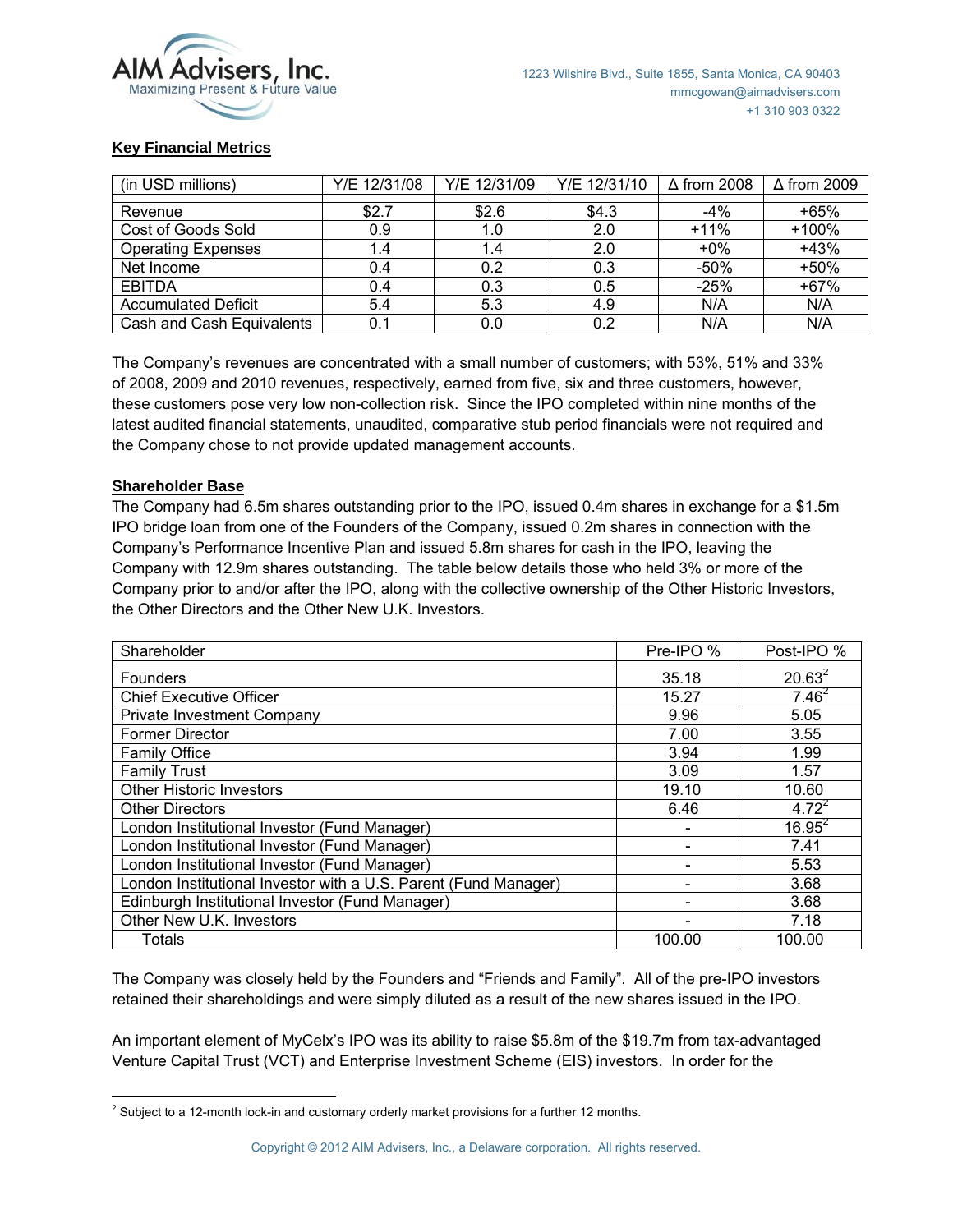### Key Financial Metrics

| (in USD millions) | Y/E 12/31/08 | Y/E 12/31/09 | Y/E 12/31/10 | Δ from 2008 | Δ from 2009 |
|---|---|---|---|---|---|
| Revenue | $2.7 | $2.6 | $4.3 | -4% | +65% |
| Cost of Goods Sold | 0.9 | 1.0 | 2.0 | +11% | +100% |
| Operating Expenses | 1.4 | 1.4 | 2.0 | +0% | +43% |
| Net Income | 0.4 | 0.2 | 0.3 | -50% | +50% |
| EBITDA | 0.4 | 0.3 | 0.5 | -25% | +67% |
| Accumulated Deficit | 5.4 | 5.3 | 4.9 | N/A | N/A |
| Cash and Cash Equivalents | 0.1 | 0.0 | 0.2 | N/A | N/A |

The Company's revenues are concentrated with a small number of customers; with 53%, 51% and 33% of 2008, 2009 and 2010 revenues, respectively, earned from five, six and three customers, however, these customers pose very low non-collection risk. Since the IPO completed within nine months of the latest audited financial statements, unaudited, comparative stub period financials were not required and the Company chose to not provide updated management accounts.

### Shareholder Base

The Company had 6.5m shares outstanding prior to the IPO, issued 0.4m shares in exchange for a $1.5m IPO bridge loan from one of the Founders of the Company, issued 0.2m shares in connection with the Company's Performance Incentive Plan and issued 5.8m shares for cash in the IPO, leaving the Company with 12.9m shares outstanding. The table below details those who held 3% or more of the Company prior to and/or after the IPO, along with the collective ownership of the Other Historic Investors, the Other Directors and the Other New U.K. Investors.

| Shareholder | Pre-IPO % | Post-IPO % |
|---|---|---|
| Founders | 35.18 | 20.63[2] |
| Chief Executive Officer | 15.27 | 7.46[2] |
| Private Investment Company | 9.96 | 5.05 |
| Former Director | 7.00 | 3.55 |
| Family Office | 3.94 | 1.99 |
| Family Trust | 3.09 | 1.57 |
| Other Historic Investors | 19.10 | 10.60 |
| Other Directors | 6.46 | 4.72[2] |
| London Institutional Investor (Fund Manager) | - | 16.95[2] |
| London Institutional Investor (Fund Manager) | - | 7.41 |
| London Institutional Investor (Fund Manager) | - | 5.53 |
| London Institutional Investor with a U.S. Parent (Fund Manager) | - | 3.68 |
| Edinburgh Institutional Investor (Fund Manager) | - | 3.68 |
| Other New U.K. Investors | - | 7.18 |
| Totals | 100.00 | 100.00 |

The Company was closely held by the Founders and "Friends and Family". All of the pre-IPO investors retained their shareholdings and were simply diluted as a result of the new shares issued in the IPO.

An important element of MyCelx's IPO was its ability to raise $5.8m of the $19.7m from tax-advantaged Venture Capital Trust (VCT) and Enterprise Investment Scheme (EIS) investors. In order for the

[2] Subject to a 12-month lock-in and customary orderly market provisions for a further 12 months.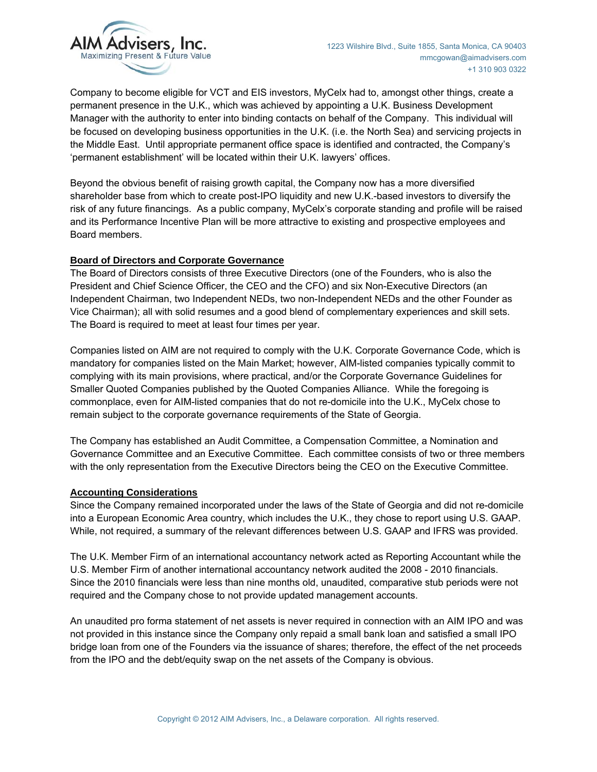Company to become eligible for VCT and EIS investors, MyCelx had to, amongst other things, create a permanent presence in the U.K., which was achieved by appointing a U.K. Business Development Manager with the authority to enter into binding contacts on behalf of the Company. This individual will be focused on developing business opportunities in the U.K. (i.e. the North Sea) and servicing projects in the Middle East. Until appropriate permanent office space is identified and contracted, the Company's 'permanent establishment' will be located within their U.K. lawyers' offices.

Beyond the obvious benefit of raising growth capital, the Company now has a more diversified shareholder base from which to create post-IPO liquidity and new U.K.-based investors to diversify the risk of any future financings. As a public company, MyCelx's corporate standing and profile will be raised and its Performance Incentive Plan will be more attractive to existing and prospective employees and Board members.

**Board of Directors and Corporate Governance**

The Board of Directors consists of three Executive Directors (one of the Founders, who is also the President and Chief Science Officer, the CEO and the CFO) and six Non-Executive Directors (an Independent Chairman, two Independent NEDs, two non-Independent NEDs and the other Founder as Vice Chairman); all with solid resumes and a good blend of complementary experiences and skill sets. The Board is required to meet at least four times per year.

Companies listed on AIM are not required to comply with the U.K. Corporate Governance Code, which is mandatory for companies listed on the Main Market; however, AIM-listed companies typically commit to complying with its main provisions, where practical, and/or the Corporate Governance Guidelines for Smaller Quoted Companies published by the Quoted Companies Alliance. While the foregoing is commonplace, even for AIM-listed companies that do not re-domicile into the U.K., MyCelx chose to remain subject to the corporate governance requirements of the State of Georgia.

The Company has established an Audit Committee, a Compensation Committee, a Nomination and Governance Committee and an Executive Committee. Each committee consists of two or three members with the only representation from the Executive Directors being the CEO on the Executive Committee.

**Accounting Considerations**

Since the Company remained incorporated under the laws of the State of Georgia and did not re-domicile into a European Economic Area country, which includes the U.K., they chose to report using U.S. GAAP. While, not required, a summary of the relevant differences between U.S. GAAP and IFRS was provided.

The U.K. Member Firm of an international accountancy network acted as Reporting Accountant while the U.S. Member Firm of another international accountancy network audited the 2008 - 2010 financials. Since the 2010 financials were less than nine months old, unaudited, comparative stub periods were not required and the Company chose to not provide updated management accounts.

An unaudited pro forma statement of net assets is never required in connection with an AIM IPO and was not provided in this instance since the Company only repaid a small bank loan and satisfied a small IPO bridge loan from one of the Founders via the issuance of shares; therefore, the effect of the net proceeds from the IPO and the debt/equity swap on the net assets of the Company is obvious.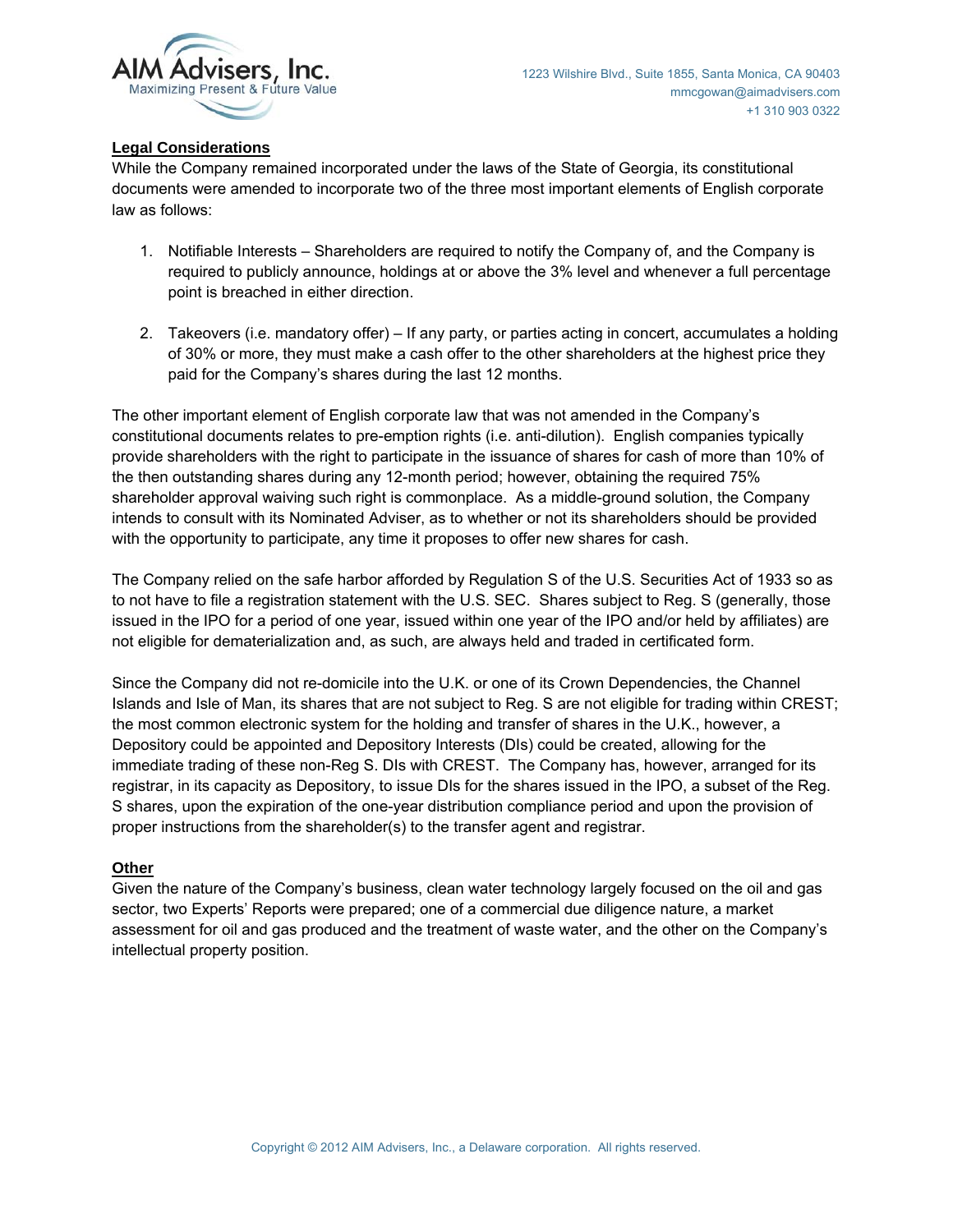## Legal Considerations

While the Company remained incorporated under the laws of the State of Georgia, its constitutional documents were amended to incorporate two of the three most important elements of English corporate law as follows:

1. Notifiable Interests – Shareholders are required to notify the Company of, and the Company is required to publicly announce, holdings at or above the 3% level and whenever a full percentage point is breached in either direction.

2. Takeovers (i.e. mandatory offer) – If any party, or parties acting in concert, accumulates a holding of 30% or more, they must make a cash offer to the other shareholders at the highest price they paid for the Company's shares during the last 12 months.

The other important element of English corporate law that was not amended in the Company's constitutional documents relates to pre-emption rights (i.e. anti-dilution). English companies typically provide shareholders with the right to participate in the issuance of shares for cash of more than 10% of the then outstanding shares during any 12-month period; however, obtaining the required 75% shareholder approval waiving such right is commonplace. As a middle-ground solution, the Company intends to consult with its Nominated Adviser, as to whether or not its shareholders should be provided with the opportunity to participate, any time it proposes to offer new shares for cash.

The Company relied on the safe harbor afforded by Regulation S of the U.S. Securities Act of 1933 so as to not have to file a registration statement with the U.S. SEC. Shares subject to Reg. S (generally, those issued in the IPO for a period of one year, issued within one year of the IPO and/or held by affiliates) are not eligible for dematerialization and, as such, are always held and traded in certificated form.

Since the Company did not re-domicile into the U.K. or one of its Crown Dependencies, the Channel Islands and Isle of Man, its shares that are not subject to Reg. S are not eligible for trading within CREST; the most common electronic system for the holding and transfer of shares in the U.K., however, a Depository could be appointed and Depository Interests (DIs) could be created, allowing for the immediate trading of these non-Reg S. DIs with CREST. The Company has, however, arranged for its registrar, in its capacity as Depository, to issue DIs for the shares issued in the IPO, a subset of the Reg. S shares, upon the expiration of the one-year distribution compliance period and upon the provision of proper instructions from the shareholder(s) to the transfer agent and registrar.

## Other

Given the nature of the Company's business, clean water technology largely focused on the oil and gas sector, two Experts' Reports were prepared; one of a commercial due diligence nature, a market assessment for oil and gas produced and the treatment of waste water, and the other on the Company's intellectual property position.